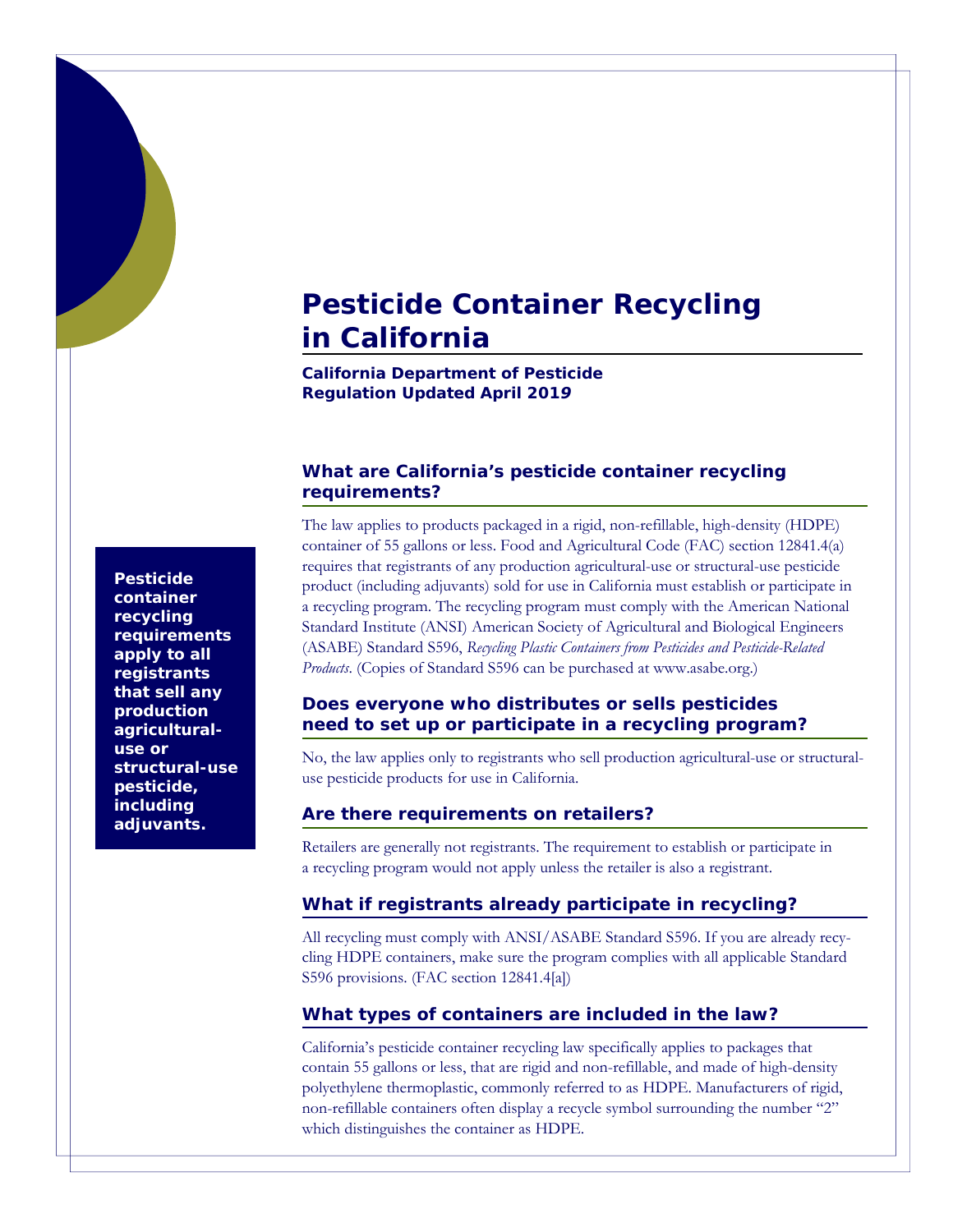# Pesticide Container Recycling in California

**California Department of Pesticide Regulation Updated April 2019**

> **Pesticide container recycling requirements apply to all registrants that sell any production agricultural-use or structural-use pesticide, including adjuvants.**

## What are California's pesticide container recycling requirements?

The law applies to products packaged in a rigid, non-refillable, high-density (HDPE) container of 55 gallons or less. Food and Agricultural Code (FAC) section 12841.4(a) requires that registrants of any production agricultural-use or structural-use pesticide product (including adjuvants) sold for use in California must establish or participate in a recycling program. The recycling program must comply with the American National Standard Institute (ANSI) American Society of Agricultural and Biological Engineers (ASABE) Standard S596, *Recycling Plastic Containers from Pesticides and Pesticide-Related Products*. (Copies of Standard S596 can be purchased at www.asabe.org.)

## Does everyone who distributes or sells pesticides need to set up or participate in a recycling program?

No, the law applies only to registrants who sell production agricultural-use or structural-use pesticide products for use in California.

## Are there requirements on retailers?

Retailers are generally not registrants. The requirement to establish or participate in a recycling program would not apply unless the retailer is also a registrant.

## What if registrants already participate in recycling?

All recycling must comply with ANSI/ASABE Standard S596. If you are already recycling HDPE containers, make sure the program complies with all applicable Standard S596 provisions. (FAC section 12841.4[a])

## What types of containers are included in the law?

California's pesticide container recycling law specifically applies to packages that contain 55 gallons or less, that are rigid and non-refillable, and made of high-density polyethylene thermoplastic, commonly referred to as HDPE. Manufacturers of rigid, non-refillable containers often display a recycle symbol surrounding the number "2" which distinguishes the container as HDPE.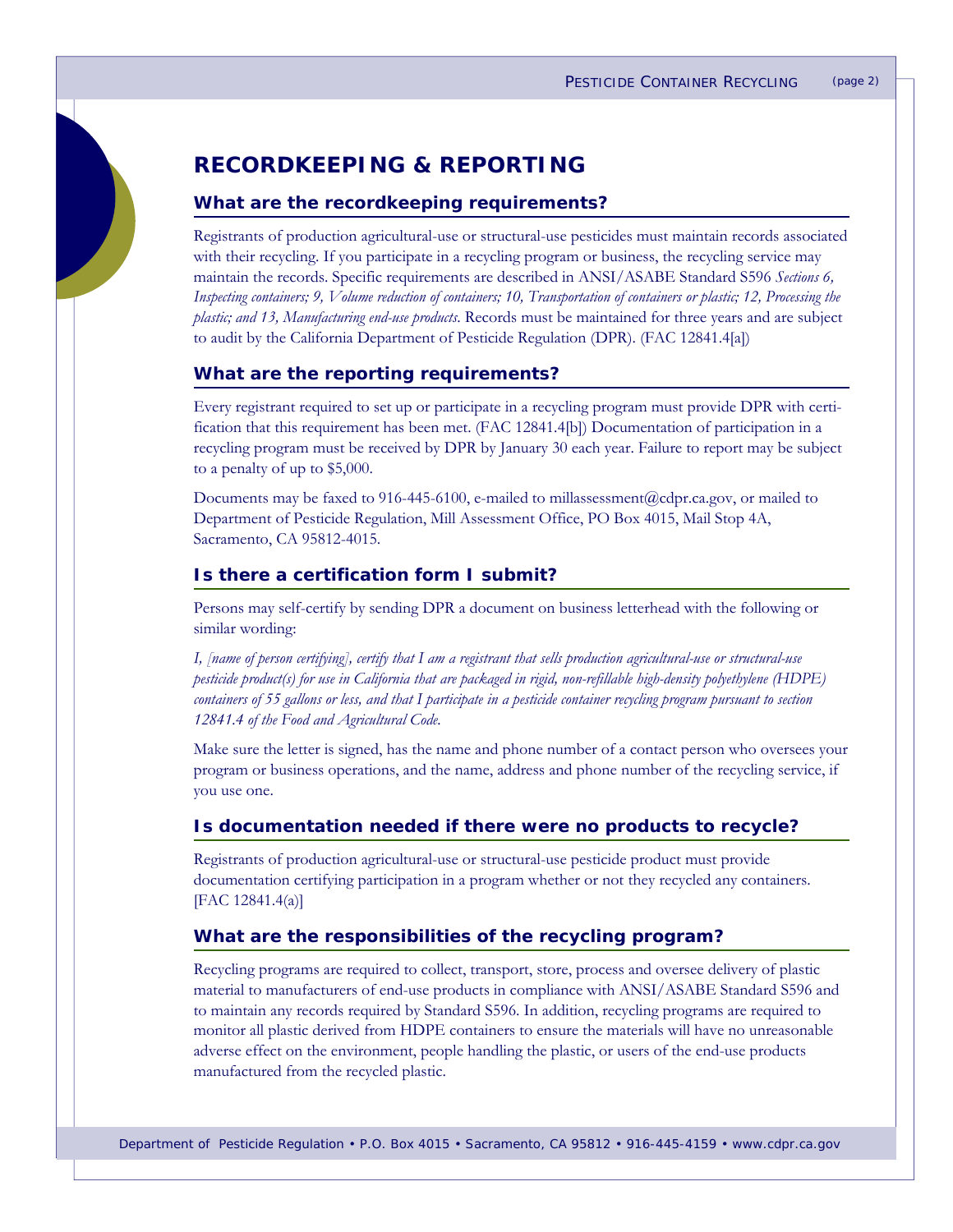## RECORDKEEPING & REPORTING

### What are the recordkeeping requirements?

Registrants of production agricultural-use or structural-use pesticides must maintain records associated with their recycling. If you participate in a recycling program or business, the recycling service may maintain the records. Specific requirements are described in ANSI/ASABE Standard S596 *Sections 6, Inspecting containers; 9, Volume reduction of containers; 10, Transportation of containers or plastic; 12, Processing the plastic; and 13, Manufacturing end-use products*. Records must be maintained for three years and are subject to audit by the California Department of Pesticide Regulation (DPR). (FAC 12841.4[a])

### What are the reporting requirements?

Every registrant required to set up or participate in a recycling program must provide DPR with certification that this requirement has been met. (FAC 12841.4[b]) Documentation of participation in a recycling program must be received by DPR by January 30 each year. Failure to report may be subject to a penalty of up to $5,000.

Documents may be faxed to 916-445-6100, e-mailed to millassessment@cdpr.ca.gov, or mailed to Department of Pesticide Regulation, Mill Assessment Office, PO Box 4015, Mail Stop 4A, Sacramento, CA 95812-4015.

### Is there a certification form I submit?

Persons may self-certify by sending DPR a document on business letterhead with the following or similar wording:

*I, [name of person certifying], certify that I am a registrant that sells production agricultural-use or structural-use pesticide product(s) for use in California that are packaged in rigid, non-refillable high-density polyethylene (HDPE) containers of 55 gallons or less, and that I participate in a pesticide container recycling program pursuant to section 12841.4 of the Food and Agricultural Code.*

Make sure the letter is signed, has the name and phone number of a contact person who oversees your program or business operations, and the name, address and phone number of the recycling service, if you use one.

### Is documentation needed if there were no products to recycle?

Registrants of production agricultural-use or structural-use pesticide product must provide documentation certifying participation in a program whether or not they recycled any containers. [FAC 12841.4(a)]

### What are the responsibilities of the recycling program?

Recycling programs are required to collect, transport, store, process and oversee delivery of plastic material to manufacturers of end-use products in compliance with ANSI/ASABE Standard S596 and to maintain any records required by Standard S596. In addition, recycling programs are required to monitor all plastic derived from HDPE containers to ensure the materials will have no unreasonable adverse effect on the environment, people handling the plastic, or users of the end-use products manufactured from the recycled plastic.